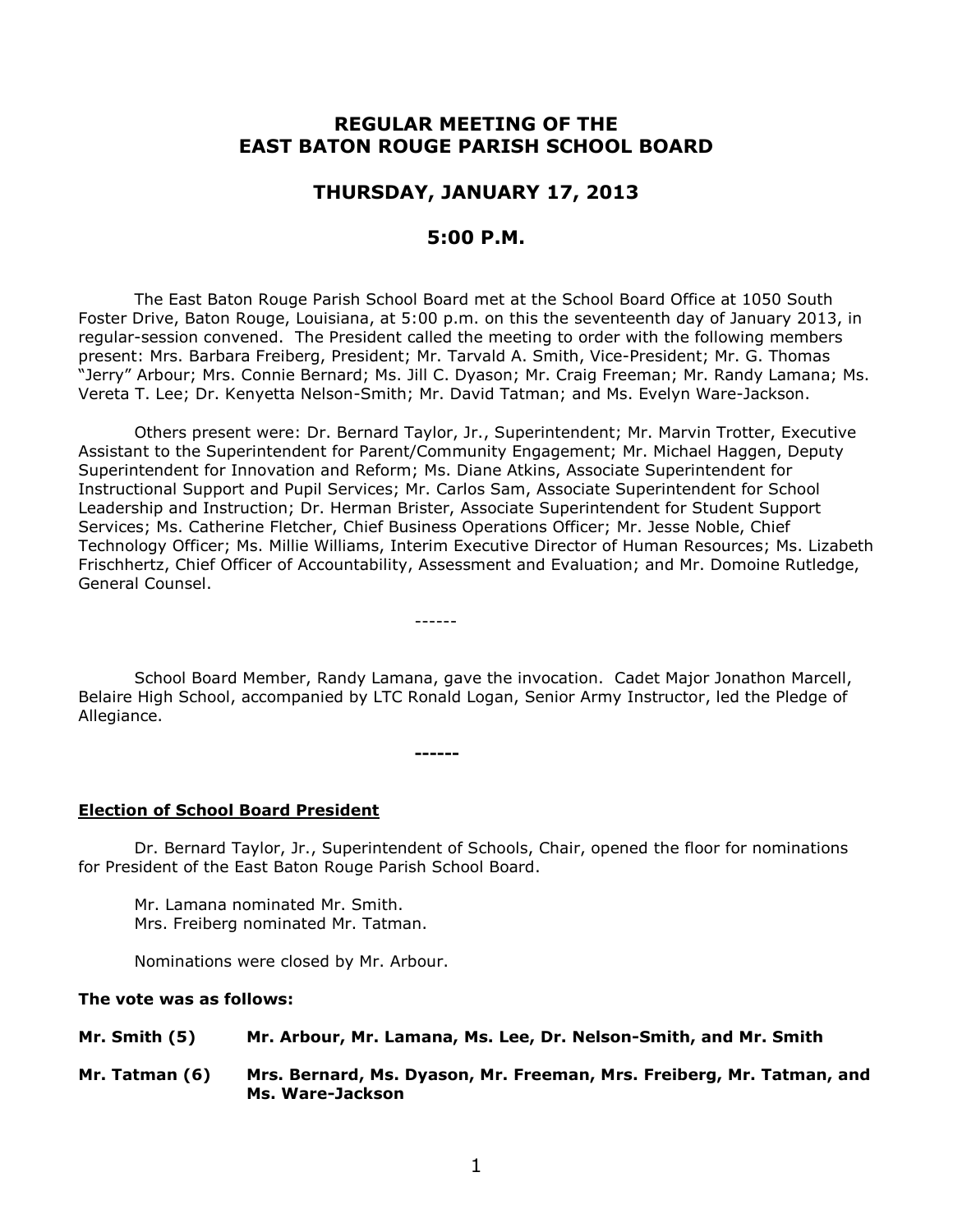# REGULAR MEETING OF THE EAST BATON ROUGE PARISH SCHOOL BOARD

## THURSDAY, JANUARY 17, 2013

## 5:00 P.M.

The East Baton Rouge Parish School Board met at the School Board Office at 1050 South Foster Drive, Baton Rouge, Louisiana, at 5:00 p.m. on this the seventeenth day of January 2013, in regular-session convened. The President called the meeting to order with the following members present: Mrs. Barbara Freiberg, President; Mr. Tarvald A. Smith, Vice-President; Mr. G. Thomas "Jerry" Arbour; Mrs. Connie Bernard; Ms. Jill C. Dyason; Mr. Craig Freeman; Mr. Randy Lamana; Ms. Vereta T. Lee; Dr. Kenyetta Nelson-Smith; Mr. David Tatman; and Ms. Evelyn Ware-Jackson.

Others present were: Dr. Bernard Taylor, Jr., Superintendent; Mr. Marvin Trotter, Executive Assistant to the Superintendent for Parent/Community Engagement; Mr. Michael Haggen, Deputy Superintendent for Innovation and Reform; Ms. Diane Atkins, Associate Superintendent for Instructional Support and Pupil Services; Mr. Carlos Sam, Associate Superintendent for School Leadership and Instruction; Dr. Herman Brister, Associate Superintendent for Student Support Services; Ms. Catherine Fletcher, Chief Business Operations Officer; Mr. Jesse Noble, Chief Technology Officer; Ms. Millie Williams, Interim Executive Director of Human Resources; Ms. Lizabeth Frischhertz, Chief Officer of Accountability, Assessment and Evaluation; and Mr. Domoine Rutledge, General Counsel.

------

School Board Member, Randy Lamana, gave the invocation. Cadet Major Jonathon Marcell, Belaire High School, accompanied by LTC Ronald Logan, Senior Army Instructor, led the Pledge of Allegiance.

**------**

**Election of School Board President**

Dr. Bernard Taylor, Jr., Superintendent of Schools, Chair, opened the floor for nominations for President of the East Baton Rouge Parish School Board.

Mr. Lamana nominated Mr. Smith.
Mrs. Freiberg nominated Mr. Tatman.

Nominations were closed by Mr. Arbour.

**The vote was as follows:**

**Mr. Smith (5)** **Mr. Arbour, Mr. Lamana, Ms. Lee, Dr. Nelson-Smith, and Mr. Smith**

**Mr. Tatman (6)** **Mrs. Bernard, Ms. Dyason, Mr. Freeman, Mrs. Freiberg, Mr. Tatman, and Ms. Ware-Jackson**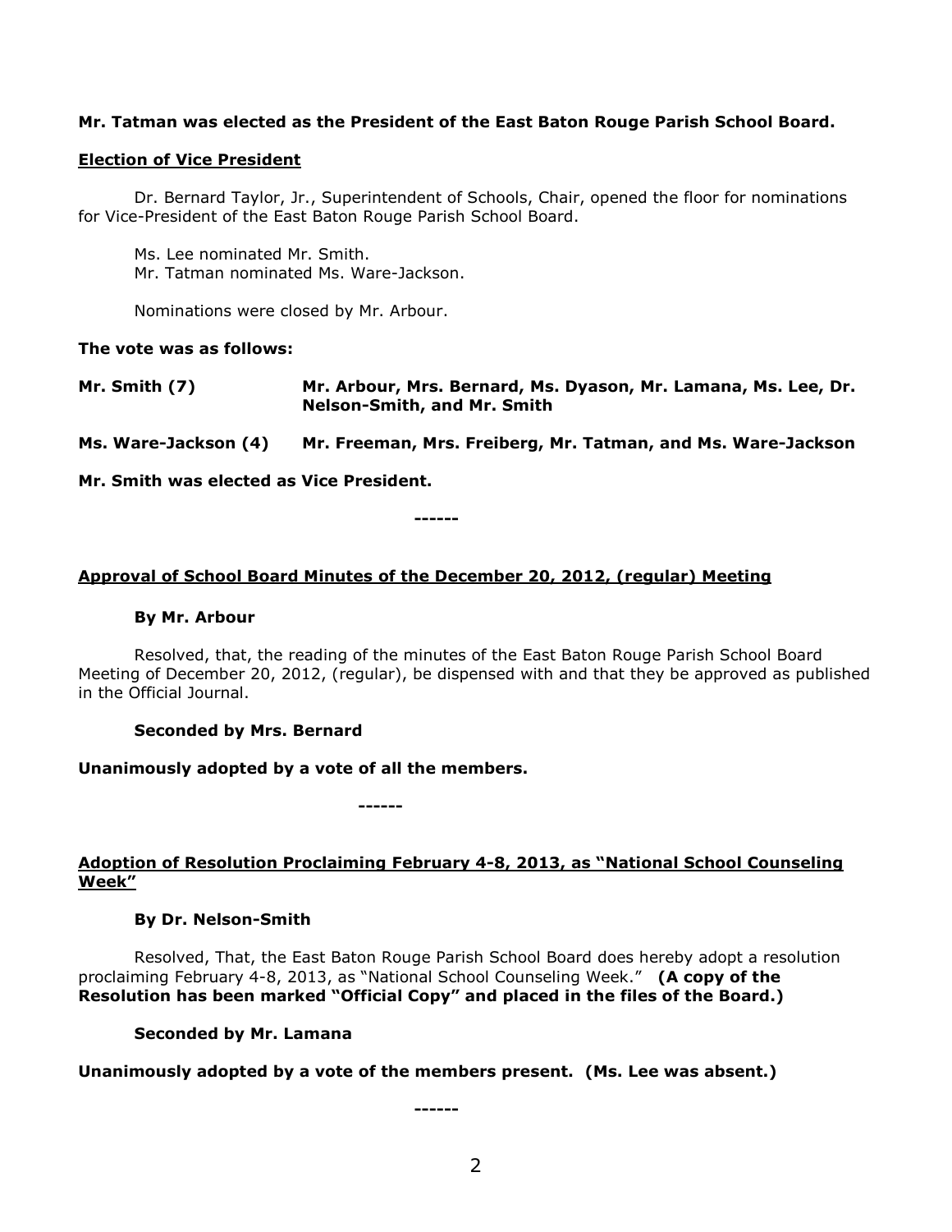**Mr. Tatman was elected as the President of the East Baton Rouge Parish School Board.**

**Election of Vice President**

Dr. Bernard Taylor, Jr., Superintendent of Schools, Chair, opened the floor for nominations for Vice-President of the East Baton Rouge Parish School Board.

Ms. Lee nominated Mr. Smith.
Mr. Tatman nominated Ms. Ware-Jackson.

Nominations were closed by Mr. Arbour.

**The vote was as follows:**

**Mr. Smith (7)** — **Mr. Arbour, Mrs. Bernard, Ms. Dyason, Mr. Lamana, Ms. Lee, Dr. Nelson-Smith, and Mr. Smith**

**Ms. Ware-Jackson (4)** — **Mr. Freeman, Mrs. Freiberg, Mr. Tatman, and Ms. Ware-Jackson**

**Mr. Smith was elected as Vice President.**

------

**Approval of School Board Minutes of the December 20, 2012, (regular) Meeting**

**By Mr. Arbour**

Resolved, that, the reading of the minutes of the East Baton Rouge Parish School Board Meeting of December 20, 2012, (regular), be dispensed with and that they be approved as published in the Official Journal.

**Seconded by Mrs. Bernard**

**Unanimously adopted by a vote of all the members.**

------

**Adoption of Resolution Proclaiming February 4-8, 2013, as "National School Counseling Week"**

**By Dr. Nelson-Smith**

Resolved, That, the East Baton Rouge Parish School Board does hereby adopt a resolution proclaiming February 4-8, 2013, as "National School Counseling Week." **(A copy of the Resolution has been marked "Official Copy" and placed in the files of the Board.)**

**Seconded by Mr. Lamana**

**Unanimously adopted by a vote of the members present. (Ms. Lee was absent.)**

------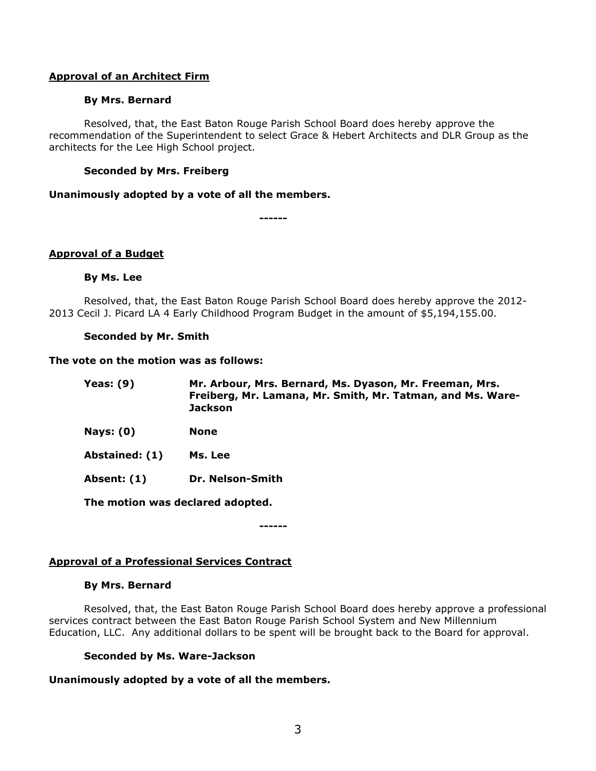**Approval of an Architect Firm**

**By Mrs. Bernard**

Resolved, that, the East Baton Rouge Parish School Board does hereby approve the recommendation of the Superintendent to select Grace & Hebert Architects and DLR Group as the architects for the Lee High School project.

**Seconded by Mrs. Freiberg**

**Unanimously adopted by a vote of all the members.**

------

**Approval of a Budget**

**By Ms. Lee**

Resolved, that, the East Baton Rouge Parish School Board does hereby approve the 2012-2013 Cecil J. Picard LA 4 Early Childhood Program Budget in the amount of $5,194,155.00.

**Seconded by Mr. Smith**

**The vote on the motion was as follows:**

| | |
|---|---|
| **Yeas: (9)** | **Mr. Arbour, Mrs. Bernard, Ms. Dyason, Mr. Freeman, Mrs. Freiberg, Mr. Lamana, Mr. Smith, Mr. Tatman, and Ms. Ware-Jackson** |
| **Nays: (0)** | **None** |
| **Abstained: (1)** | **Ms. Lee** |
| **Absent: (1)** | **Dr. Nelson-Smith** |

**The motion was declared adopted.**

------

**Approval of a Professional Services Contract**

**By Mrs. Bernard**

Resolved, that, the East Baton Rouge Parish School Board does hereby approve a professional services contract between the East Baton Rouge Parish School System and New Millennium Education, LLC. Any additional dollars to be spent will be brought back to the Board for approval.

**Seconded by Ms. Ware-Jackson**

**Unanimously adopted by a vote of all the members.**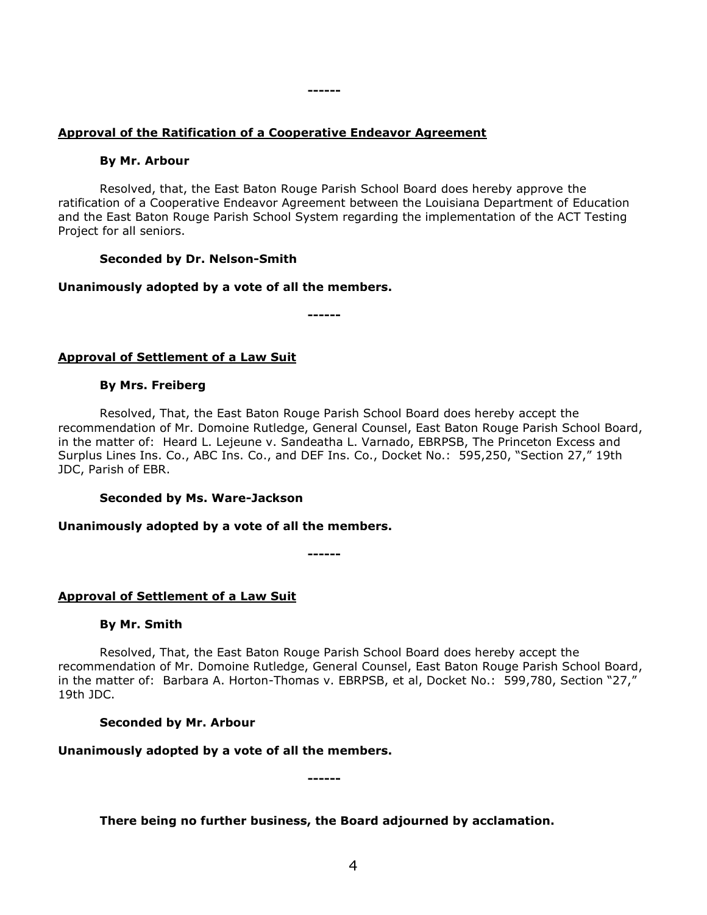------

**Approval of the Ratification of a Cooperative Endeavor Agreement**

**By Mr. Arbour**

Resolved, that, the East Baton Rouge Parish School Board does hereby approve the ratification of a Cooperative Endeavor Agreement between the Louisiana Department of Education and the East Baton Rouge Parish School System regarding the implementation of the ACT Testing Project for all seniors.

**Seconded by Dr. Nelson-Smith**

**Unanimously adopted by a vote of all the members.**

------

**Approval of Settlement of a Law Suit**

**By Mrs. Freiberg**

Resolved, That, the East Baton Rouge Parish School Board does hereby accept the recommendation of Mr. Domoine Rutledge, General Counsel, East Baton Rouge Parish School Board, in the matter of: Heard L. Lejeune v. Sandeatha L. Varnado, EBRPSB, The Princeton Excess and Surplus Lines Ins. Co., ABC Ins. Co., and DEF Ins. Co., Docket No.: 595,250, "Section 27," 19th JDC, Parish of EBR.

**Seconded by Ms. Ware-Jackson**

**Unanimously adopted by a vote of all the members.**

------

**Approval of Settlement of a Law Suit**

**By Mr. Smith**

Resolved, That, the East Baton Rouge Parish School Board does hereby accept the recommendation of Mr. Domoine Rutledge, General Counsel, East Baton Rouge Parish School Board, in the matter of: Barbara A. Horton-Thomas v. EBRPSB, et al, Docket No.: 599,780, Section "27," 19th JDC.

**Seconded by Mr. Arbour**

**Unanimously adopted by a vote of all the members.**

------

**There being no further business, the Board adjourned by acclamation.**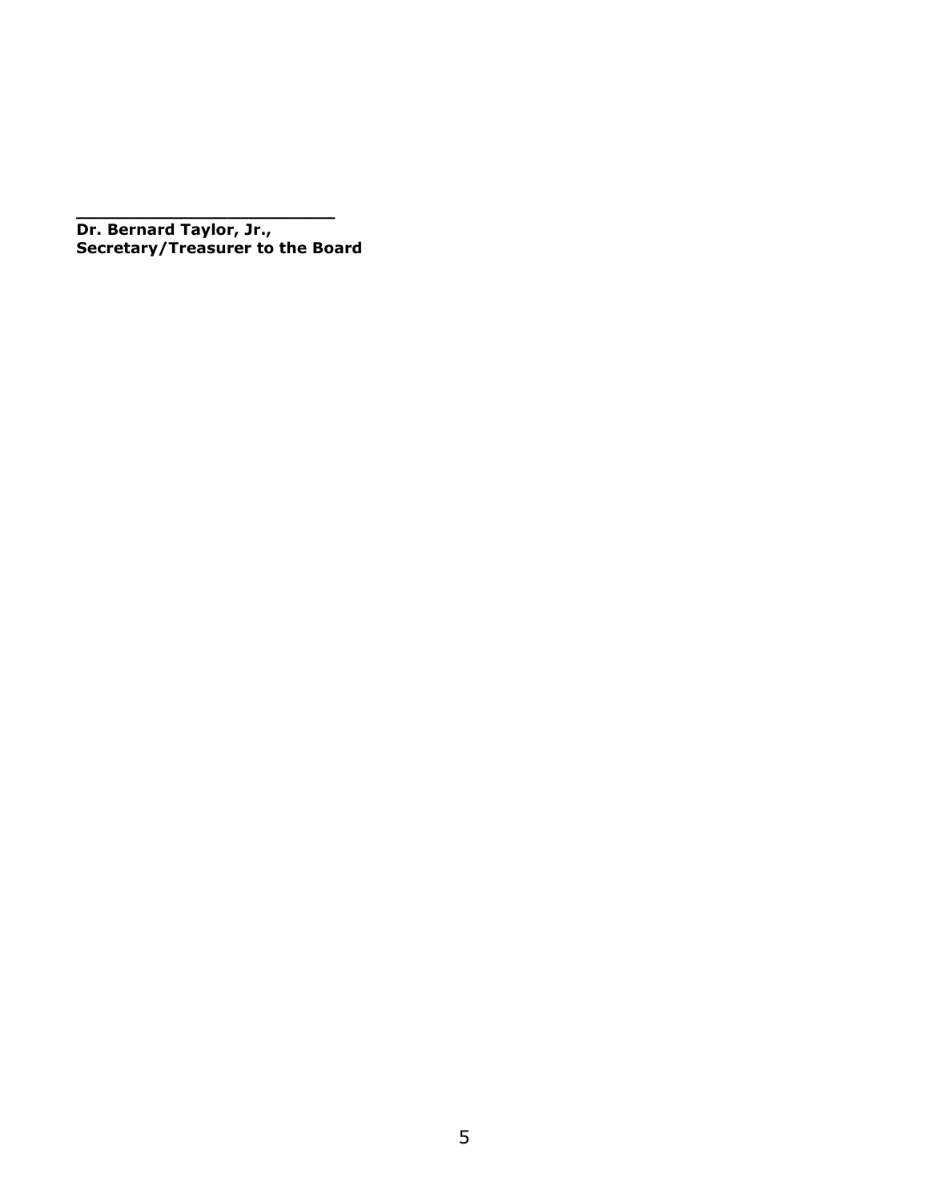\_\_\_\_\_\_\_\_\_\_\_\_\_\_\_\_\_\_\_\_\_\_\_\_\_\_

**Dr. Bernard Taylor, Jr.,**
**Secretary/Treasurer to the Board**